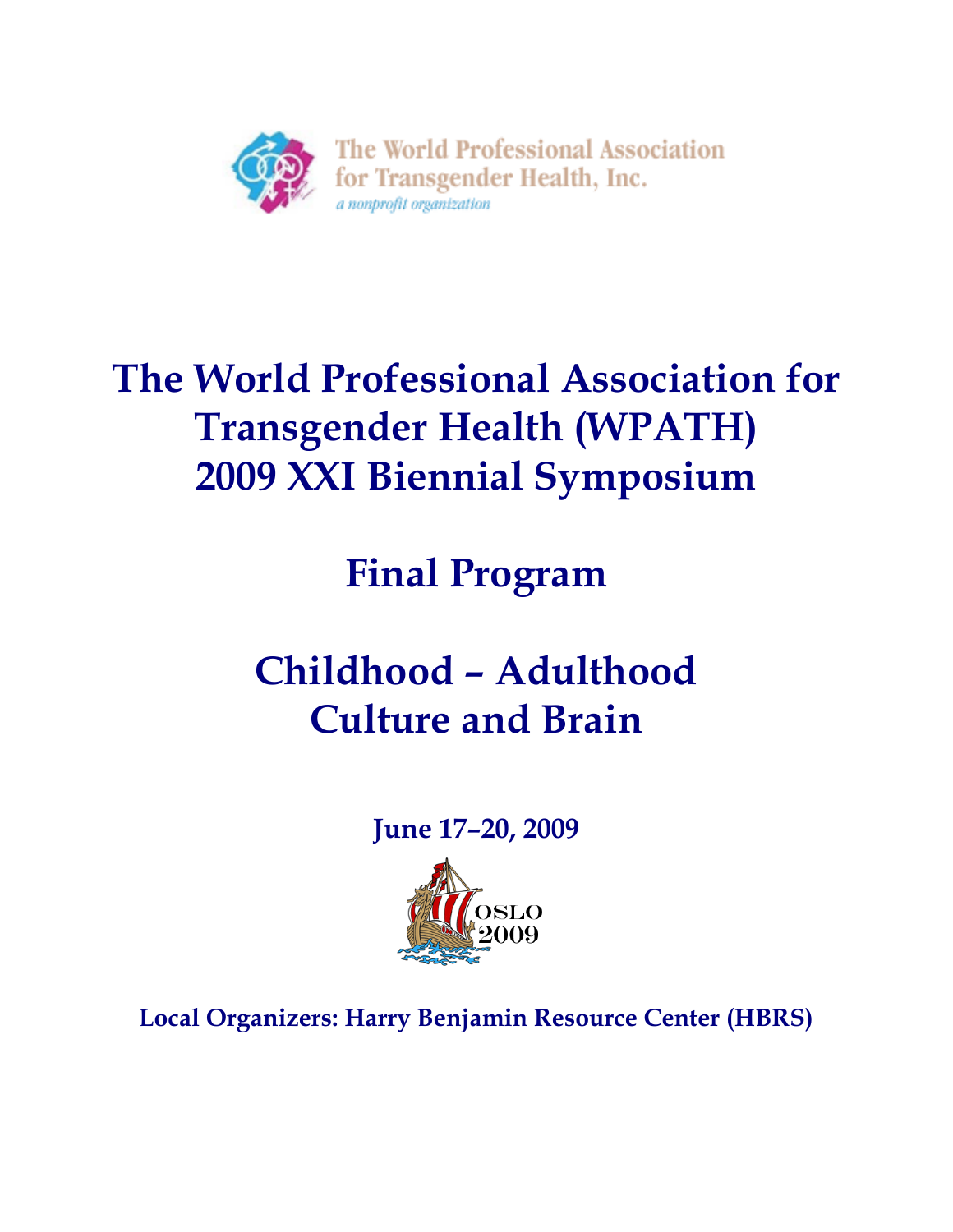The World Professional Association for Transgender Health, Inc.
*a nonprofit organization*

# The World Professional Association for Transgender Health (WPATH) 2009 XXI Biennial Symposium

# Final Program

# Childhood – Adulthood Culture and Brain

**June 17–20, 2009**

OSLO 2009

**Local Organizers: Harry Benjamin Resource Center (HBRS)**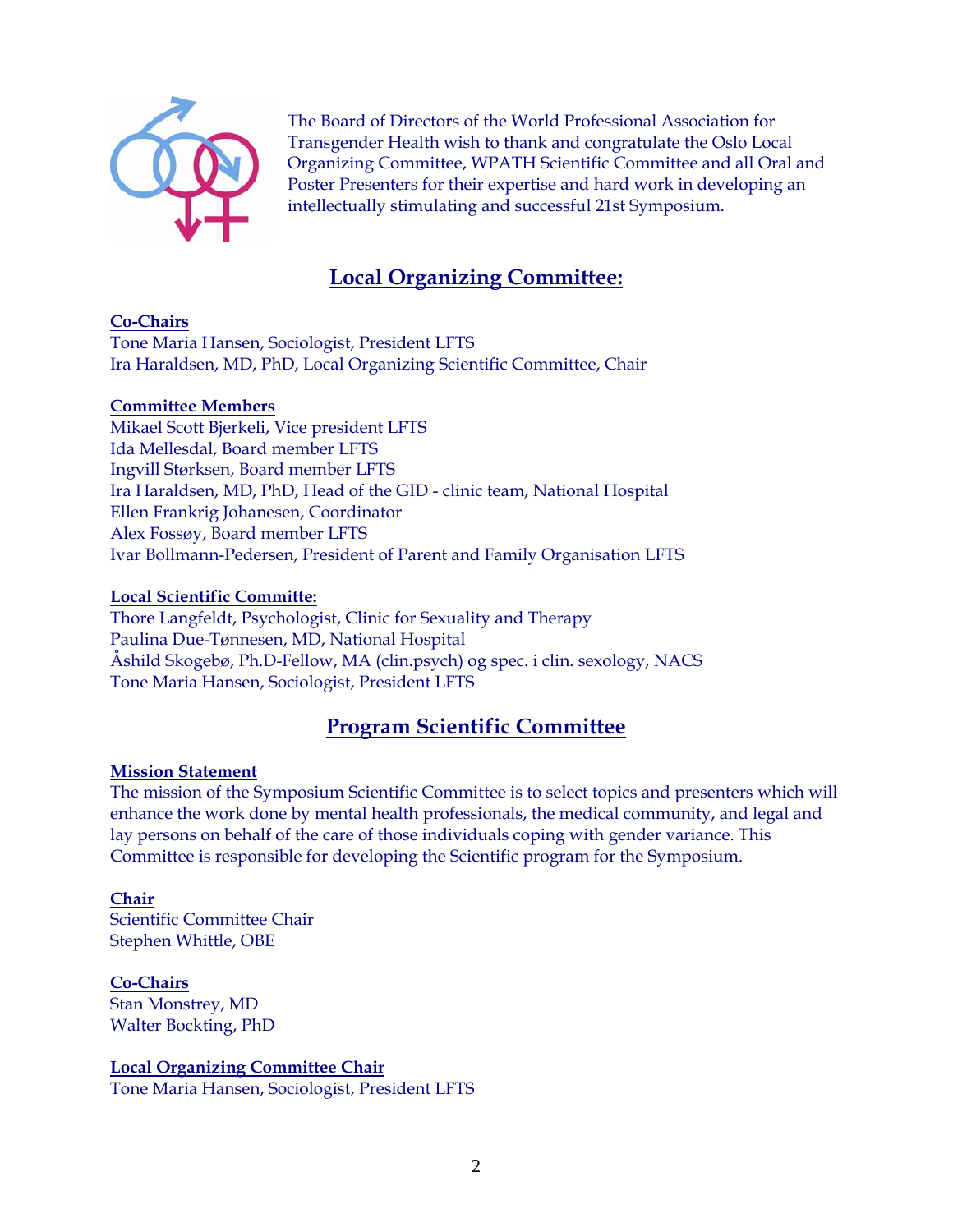The Board of Directors of the World Professional Association for Transgender Health wish to thank and congratulate the Oslo Local Organizing Committee, WPATH Scientific Committee and all Oral and Poster Presenters for their expertise and hard work in developing an intellectually stimulating and successful 21st Symposium.

## Local Organizing Committee:

**Co-Chairs**

Tone Maria Hansen, Sociologist, President LFTS
Ira Haraldsen, MD, PhD, Local Organizing Scientific Committee, Chair

**Committee Members**

Mikael Scott Bjerkeli, Vice president LFTS
Ida Mellesdal, Board member LFTS
Ingvill Størksen, Board member LFTS
Ira Haraldsen, MD, PhD, Head of the GID - clinic team, National Hospital
Ellen Frankrig Johanesen, Coordinator
Alex Fossøy, Board member LFTS
Ivar Bollmann-Pedersen, President of Parent and Family Organisation LFTS

**Local Scientific Committe:**

Thore Langfeldt, Psychologist, Clinic for Sexuality and Therapy
Paulina Due-Tønnesen, MD, National Hospital
Åshild Skogebø, Ph.D-Fellow, MA (clin.psych) og spec. i clin. sexology, NACS
Tone Maria Hansen, Sociologist, President LFTS

## Program Scientific Committee

**Mission Statement**

The mission of the Symposium Scientific Committee is to select topics and presenters which will enhance the work done by mental health professionals, the medical community, and legal and lay persons on behalf of the care of those individuals coping with gender variance. This Committee is responsible for developing the Scientific program for the Symposium.

**Chair**

Scientific Committee Chair
Stephen Whittle, OBE

**Co-Chairs**

Stan Monstrey, MD
Walter Bockting, PhD

**Local Organizing Committee Chair**

Tone Maria Hansen, Sociologist, President LFTS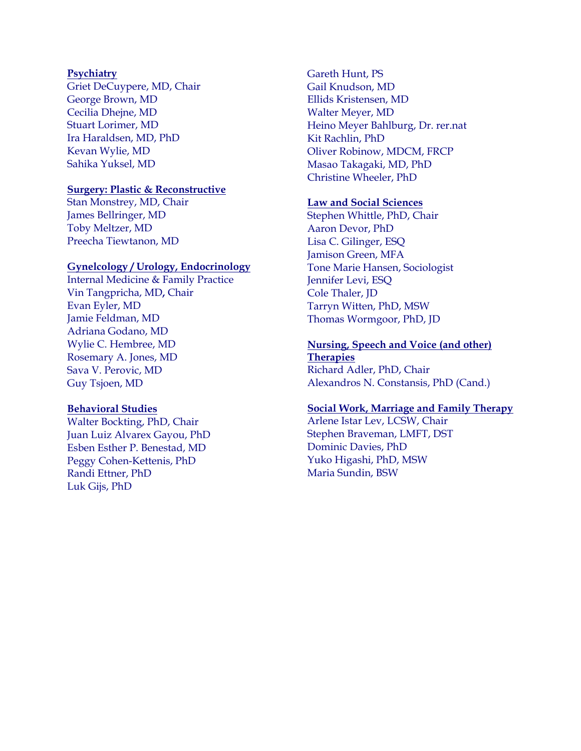**Psychiatry**
Griet DeCuypere, MD, Chair
George Brown, MD
Cecilia Dhejne, MD
Stuart Lorimer, MD
Ira Haraldsen, MD, PhD
Kevan Wylie, MD
Sahika Yuksel, MD

**Surgery: Plastic & Reconstructive**
Stan Monstrey, MD, Chair
James Bellringer, MD
Toby Meltzer, MD
Preecha Tiewtanon, MD

**Gynelcology / Urology, Endocrinology**
Internal Medicine & Family Practice
Vin Tangpricha, MD, Chair
Evan Eyler, MD
Jamie Feldman, MD
Adriana Godano, MD
Wylie C. Hembree, MD
Rosemary A. Jones, MD
Sava V. Perovic, MD
Guy Tsjoen, MD

**Behavioral Studies**
Walter Bockting, PhD, Chair
Juan Luiz Alvarex Gayou, PhD
Esben Esther P. Benestad, MD
Peggy Cohen-Kettenis, PhD
Randi Ettner, PhD
Luk Gijs, PhD
Gareth Hunt, PS
Gail Knudson, MD
Ellids Kristensen, MD
Walter Meyer, MD
Heino Meyer Bahlburg, Dr. rer.nat
Kit Rachlin, PhD
Oliver Robinow, MDCM, FRCP
Masao Takagaki, MD, PhD
Christine Wheeler, PhD

**Law and Social Sciences**
Stephen Whittle, PhD, Chair
Aaron Devor, PhD
Lisa C. Gilinger, ESQ
Jamison Green, MFA
Tone Marie Hansen, Sociologist
Jennifer Levi, ESQ
Cole Thaler, JD
Tarryn Witten, PhD, MSW
Thomas Wormgoor, PhD, JD

**Nursing, Speech and Voice (and other) Therapies**
Richard Adler, PhD, Chair
Alexandros N. Constansis, PhD (Cand.)

**Social Work, Marriage and Family Therapy**
Arlene Istar Lev, LCSW, Chair
Stephen Braveman, LMFT, DST
Dominic Davies, PhD
Yuko Higashi, PhD, MSW
Maria Sundin, BSW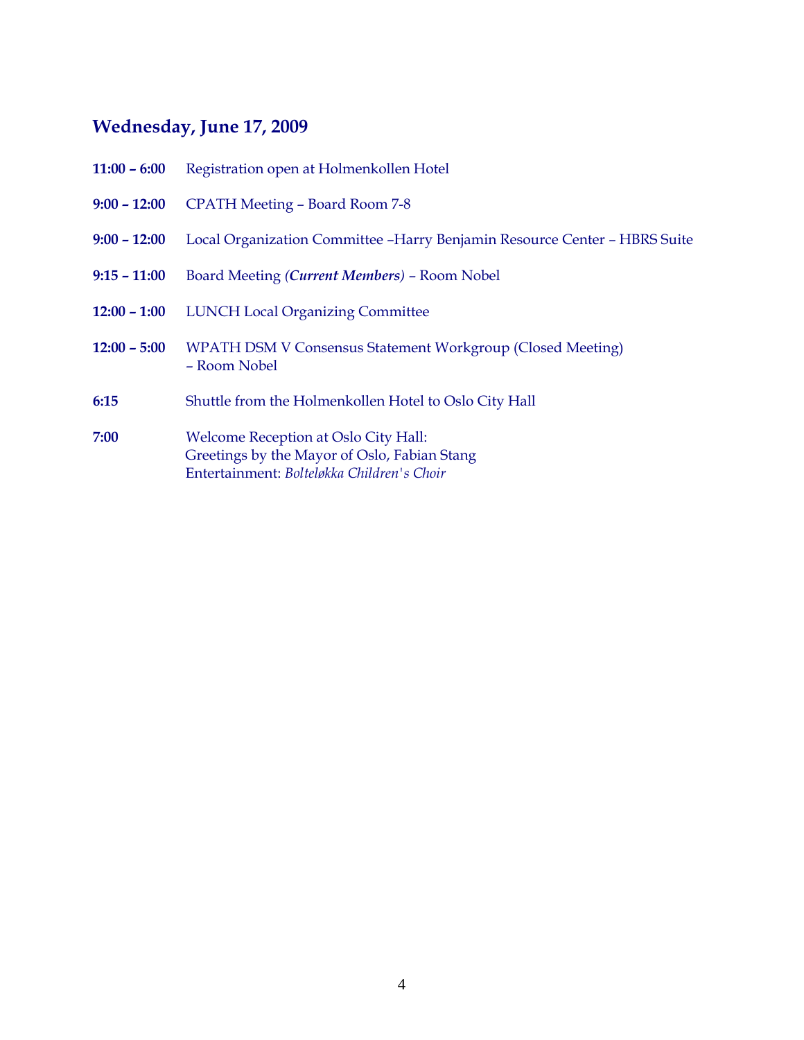## Wednesday, June 17, 2009

**11:00 – 6:00** Registration open at Holmenkollen Hotel

**9:00 – 12:00** CPATH Meeting – Board Room 7-8

**9:00 – 12:00** Local Organization Committee –Harry Benjamin Resource Center – HBRS Suite

**9:15 – 11:00** Board Meeting *(**Current Members**)* – Room Nobel

**12:00 – 1:00** LUNCH Local Organizing Committee

**12:00 – 5:00** WPATH DSM V Consensus Statement Workgroup (Closed Meeting) – Room Nobel

**6:15** Shuttle from the Holmenkollen Hotel to Oslo City Hall

**7:00** Welcome Reception at Oslo City Hall:
Greetings by the Mayor of Oslo, Fabian Stang
Entertainment: *Bolteløkka Children's Choir*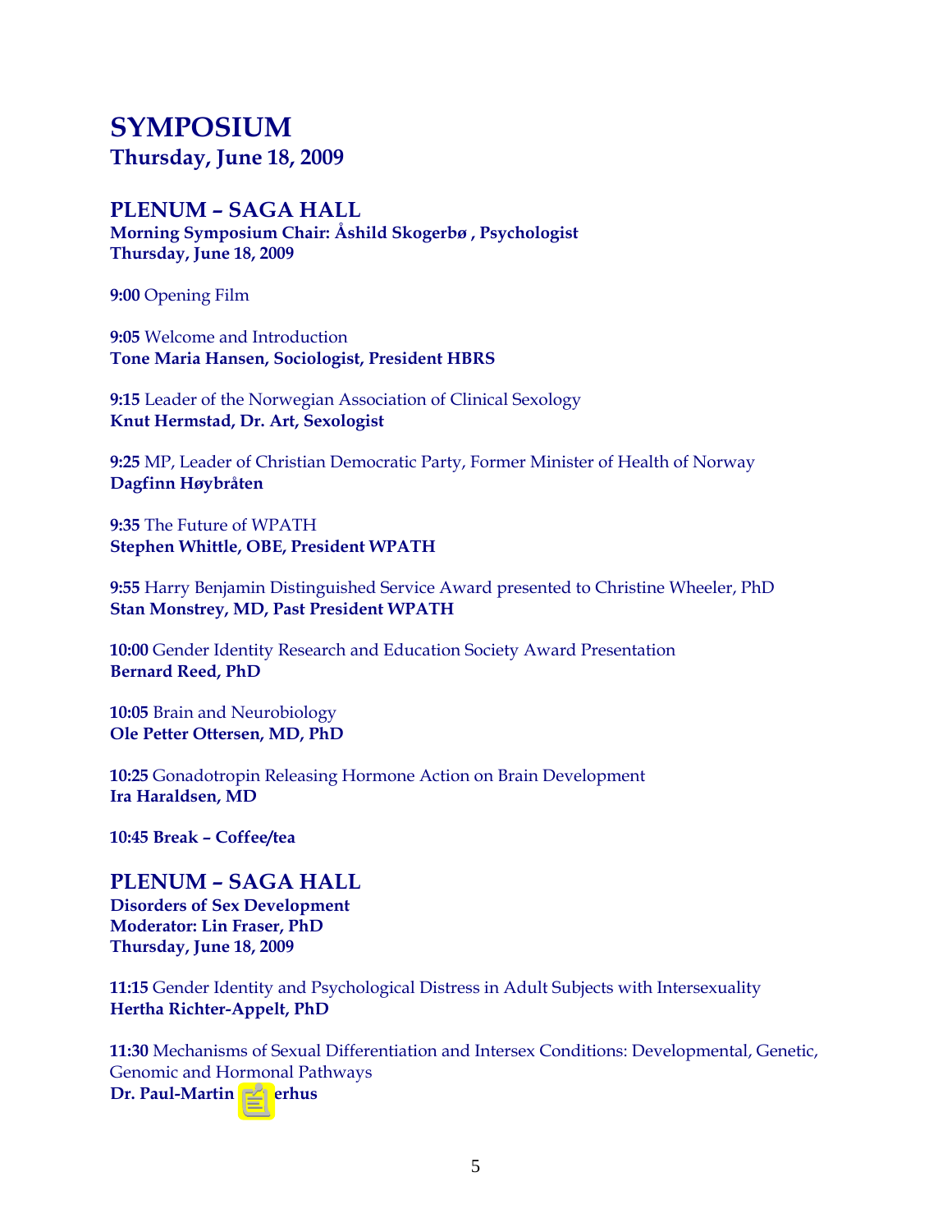# SYMPOSIUM

## Thursday, June 18, 2009

## PLENUM – SAGA HALL

**Morning Symposium Chair: Åshild Skogerbø , Psychologist**
**Thursday, June 18, 2009**

**9:00** Opening Film

**9:05** Welcome and Introduction
**Tone Maria Hansen, Sociologist, President HBRS**

**9:15** Leader of the Norwegian Association of Clinical Sexology
**Knut Hermstad, Dr. Art, Sexologist**

**9:25** MP, Leader of Christian Democratic Party, Former Minister of Health of Norway
**Dagfinn Høybråten**

**9:35** The Future of WPATH
**Stephen Whittle, OBE, President WPATH**

**9:55** Harry Benjamin Distinguished Service Award presented to Christine Wheeler, PhD
**Stan Monstrey, MD, Past President WPATH**

**10:00** Gender Identity Research and Education Society Award Presentation
**Bernard Reed, PhD**

**10:05** Brain and Neurobiology
**Ole Petter Ottersen, MD, PhD**

**10:25** Gonadotropin Releasing Hormone Action on Brain Development
**Ira Haraldsen, MD**

**10:45 Break – Coffee/tea**

## PLENUM – SAGA HALL

**Disorders of Sex Development**
**Moderator: Lin Fraser, PhD**
**Thursday, June 18, 2009**

**11:15** Gender Identity and Psychological Distress in Adult Subjects with Intersexuality
**Hertha Richter-Appelt, PhD**

**11:30** Mechanisms of Sexual Differentiation and Intersex Conditions: Developmental, Genetic, Genomic and Hormonal Pathways
**Dr. Paul-Martin erhus**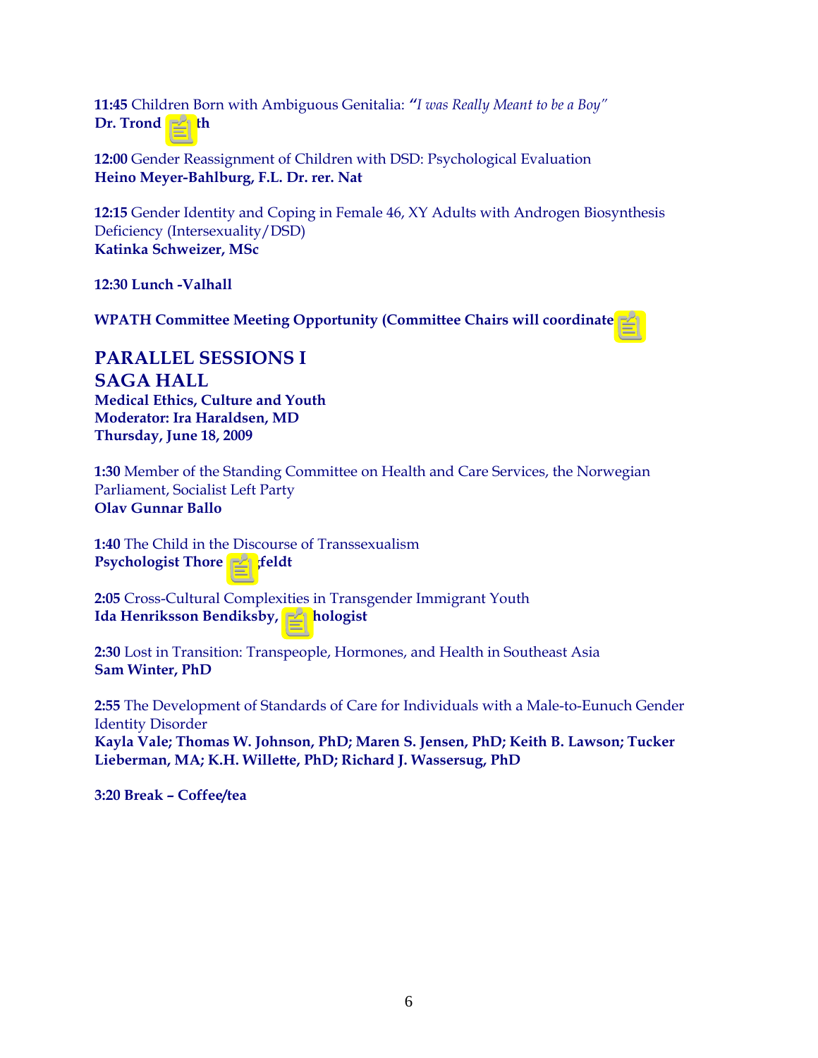**11:45** Children Born with Ambiguous Genitalia: *"I was Really Meant to be a Boy"*
**Dr. Trond th**

**12:00** Gender Reassignment of Children with DSD: Psychological Evaluation
**Heino Meyer-Bahlburg, F.L. Dr. rer. Nat**

**12:15** Gender Identity and Coping in Female 46, XY Adults with Androgen Biosynthesis Deficiency (Intersexuality/DSD)
**Katinka Schweizer, MSc**

**12:30 Lunch -Valhall**

**WPATH Committee Meeting Opportunity (Committee Chairs will coordinate**

## PARALLEL SESSIONS I
## SAGA HALL

**Medical Ethics, Culture and Youth**
**Moderator: Ira Haraldsen, MD**
**Thursday, June 18, 2009**

**1:30** Member of the Standing Committee on Health and Care Services, the Norwegian Parliament, Socialist Left Party
**Olav Gunnar Ballo**

**1:40** The Child in the Discourse of Transsexualism
**Psychologist Thore feldt**

**2:05** Cross-Cultural Complexities in Transgender Immigrant Youth
**Ida Henriksson Bendiksby, hologist**

**2:30** Lost in Transition: Transpeople, Hormones, and Health in Southeast Asia
**Sam Winter, PhD**

**2:55** The Development of Standards of Care for Individuals with a Male-to-Eunuch Gender Identity Disorder
**Kayla Vale; Thomas W. Johnson, PhD; Maren S. Jensen, PhD; Keith B. Lawson; Tucker Lieberman, MA; K.H. Willette, PhD; Richard J. Wassersug, PhD**

**3:20 Break – Coffee/tea**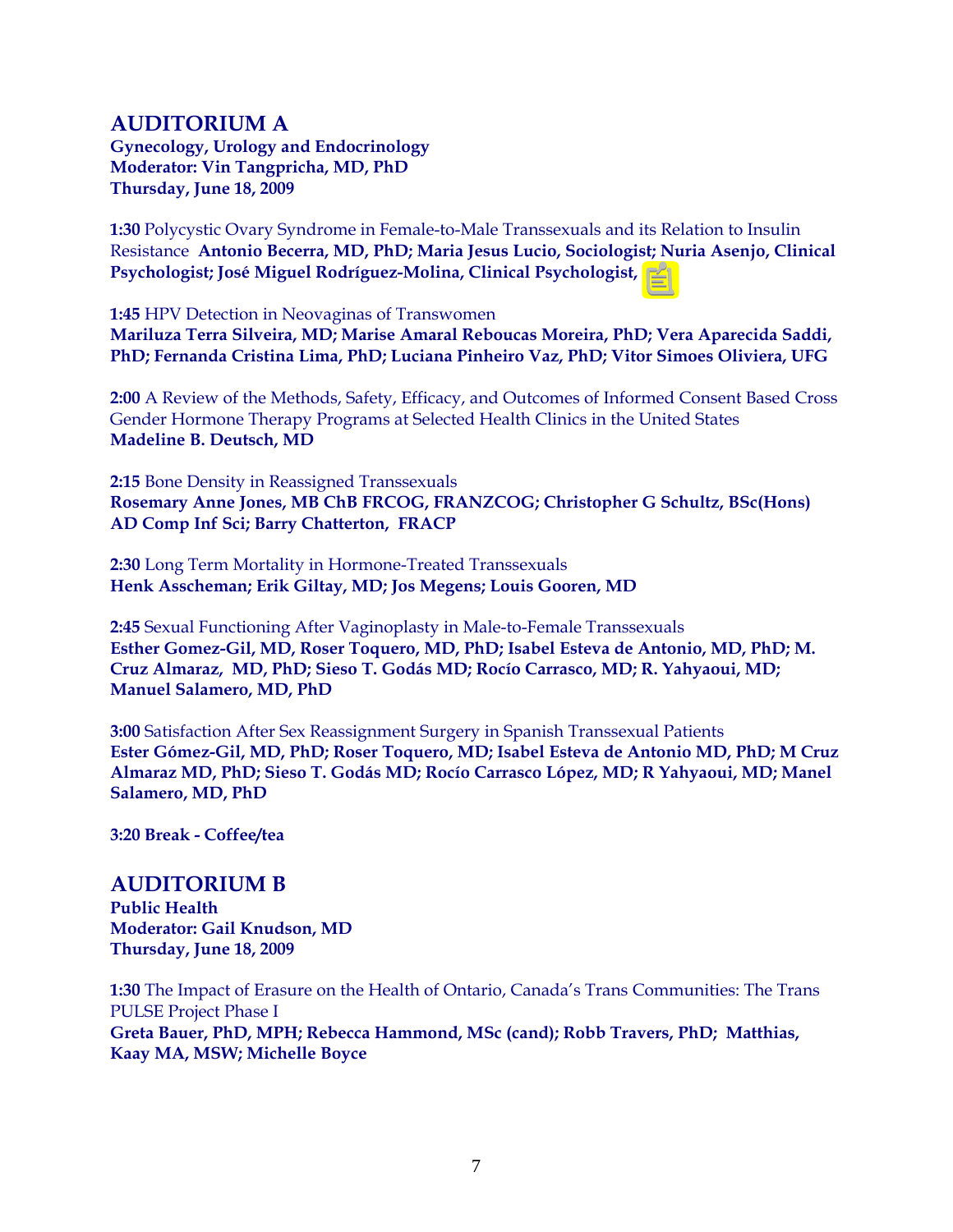## AUDITORIUM A

**Gynecology, Urology and Endocrinology**
**Moderator: Vin Tangpricha, MD, PhD**
**Thursday, June 18, 2009**

**1:30** Polycystic Ovary Syndrome in Female-to-Male Transsexuals and its Relation to Insulin Resistance **Antonio Becerra, MD, PhD; Maria Jesus Lucio, Sociologist; Nuria Asenjo, Clinical Psychologist; José Miguel Rodríguez-Molina, Clinical Psychologist,**

**1:45** HPV Detection in Neovaginas of Transwomen
**Mariluza Terra Silveira, MD; Marise Amaral Reboucas Moreira, PhD; Vera Aparecida Saddi, PhD; Fernanda Cristina Lima, PhD; Luciana Pinheiro Vaz, PhD; Vitor Simoes Oliviera, UFG**

**2:00** A Review of the Methods, Safety, Efficacy, and Outcomes of Informed Consent Based Cross Gender Hormone Therapy Programs at Selected Health Clinics in the United States
**Madeline B. Deutsch, MD**

**2:15** Bone Density in Reassigned Transsexuals
**Rosemary Anne Jones, MB ChB FRCOG, FRANZCOG; Christopher G Schultz, BSc(Hons) AD Comp Inf Sci; Barry Chatterton, FRACP**

**2:30** Long Term Mortality in Hormone-Treated Transsexuals
**Henk Asscheman; Erik Giltay, MD; Jos Megens; Louis Gooren, MD**

**2:45** Sexual Functioning After Vaginoplasty in Male-to-Female Transsexuals
**Esther Gomez-Gil, MD, Roser Toquero, MD, PhD; Isabel Esteva de Antonio, MD, PhD; M. Cruz Almaraz, MD, PhD; Sieso T. Godás MD; Rocío Carrasco, MD; R. Yahyaoui, MD; Manuel Salamero, MD, PhD**

**3:00** Satisfaction After Sex Reassignment Surgery in Spanish Transsexual Patients
**Ester Gómez-Gil, MD, PhD; Roser Toquero, MD; Isabel Esteva de Antonio MD, PhD; M Cruz Almaraz MD, PhD; Sieso T. Godás MD; Rocío Carrasco López, MD; R Yahyaoui, MD; Manel Salamero, MD, PhD**

**3:20 Break - Coffee/tea**

## AUDITORIUM B

**Public Health**
**Moderator: Gail Knudson, MD**
**Thursday, June 18, 2009**

**1:30** The Impact of Erasure on the Health of Ontario, Canada's Trans Communities: The Trans PULSE Project Phase I
**Greta Bauer, PhD, MPH; Rebecca Hammond, MSc (cand); Robb Travers, PhD; Matthias, Kaay MA, MSW; Michelle Boyce**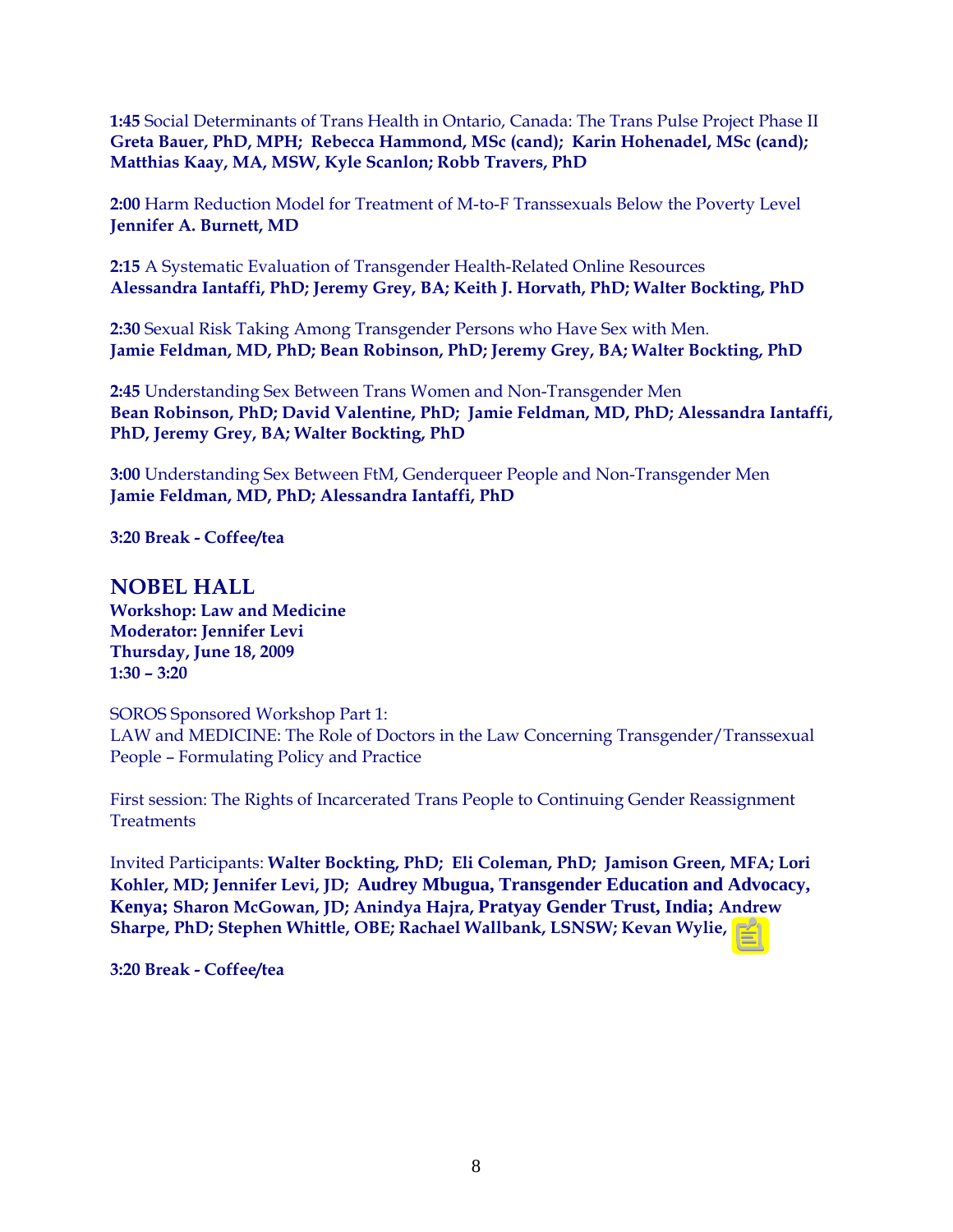**1:45** Social Determinants of Trans Health in Ontario, Canada: The Trans Pulse Project Phase II
**Greta Bauer, PhD, MPH; Rebecca Hammond, MSc (cand); Karin Hohenadel, MSc (cand); Matthias Kaay, MA, MSW, Kyle Scanlon; Robb Travers, PhD**

**2:00** Harm Reduction Model for Treatment of M-to-F Transsexuals Below the Poverty Level
**Jennifer A. Burnett, MD**

**2:15** A Systematic Evaluation of Transgender Health-Related Online Resources
**Alessandra Iantaffi, PhD; Jeremy Grey, BA; Keith J. Horvath, PhD; Walter Bockting, PhD**

**2:30** Sexual Risk Taking Among Transgender Persons who Have Sex with Men.
**Jamie Feldman, MD, PhD; Bean Robinson, PhD; Jeremy Grey, BA; Walter Bockting, PhD**

**2:45** Understanding Sex Between Trans Women and Non-Transgender Men
**Bean Robinson, PhD; David Valentine, PhD; Jamie Feldman, MD, PhD; Alessandra Iantaffi, PhD, Jeremy Grey, BA; Walter Bockting, PhD**

**3:00** Understanding Sex Between FtM, Genderqueer People and Non-Transgender Men
**Jamie Feldman, MD, PhD; Alessandra Iantaffi, PhD**

**3:20 Break - Coffee/tea**

## NOBEL HALL

**Workshop: Law and Medicine**
**Moderator: Jennifer Levi**
**Thursday, June 18, 2009**
**1:30 – 3:20**

SOROS Sponsored Workshop Part 1:
LAW and MEDICINE: The Role of Doctors in the Law Concerning Transgender/Transsexual People – Formulating Policy and Practice

First session: The Rights of Incarcerated Trans People to Continuing Gender Reassignment Treatments

Invited Participants: **Walter Bockting, PhD; Eli Coleman, PhD; Jamison Green, MFA; Lori Kohler, MD; Jennifer Levi, JD; Audrey Mbugua, Transgender Education and Advocacy, Kenya; Sharon McGowan, JD; Anindya Hajra, Pratyay Gender Trust, India; Andrew Sharpe, PhD; Stephen Whittle, OBE; Rachael Wallbank, LSNSW; Kevan Wylie,**

**3:20 Break - Coffee/tea**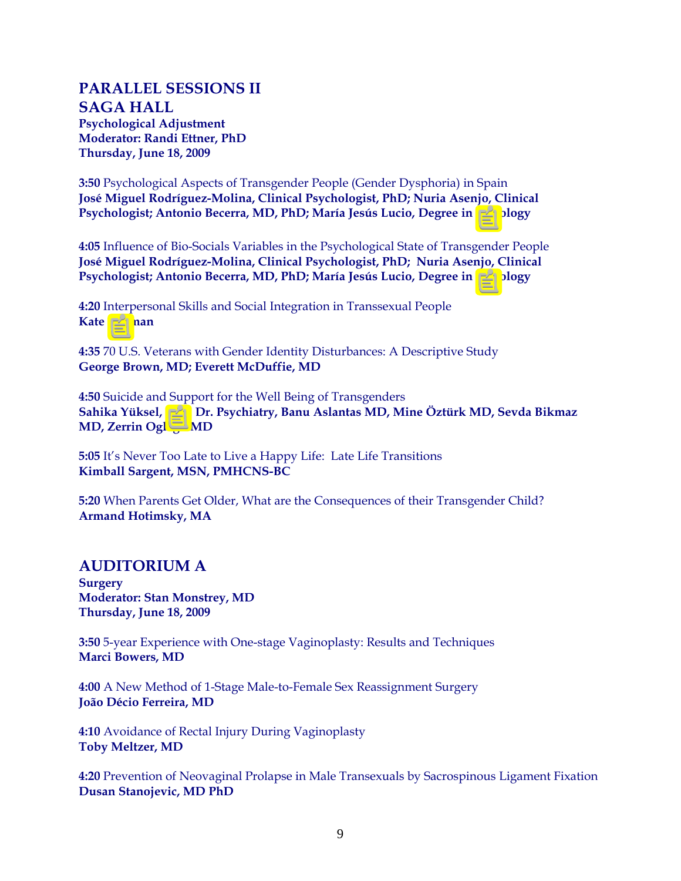## PARALLEL SESSIONS II

## SAGA HALL

**Psychological Adjustment**
**Moderator: Randi Ettner, PhD**
**Thursday, June 18, 2009**

**3:50** Psychological Aspects of Transgender People (Gender Dysphoria) in Spain
**José Miguel Rodríguez-Molina, Clinical Psychologist, PhD; Nuria Asenjo, Clinical Psychologist; Antonio Becerra, MD, PhD; María Jesús Lucio, Degree in ology**

**4:05** Influence of Bio-Socials Variables in the Psychological State of Transgender People
**José Miguel Rodríguez-Molina, Clinical Psychologist, PhD; Nuria Asenjo, Clinical Psychologist; Antonio Becerra, MD, PhD; María Jesús Lucio, Degree in ology**

**4:20** Interpersonal Skills and Social Integration in Transsexual People
**Kate nan**

**4:35** 70 U.S. Veterans with Gender Identity Disturbances: A Descriptive Study
**George Brown, MD; Everett McDuffie, MD**

**4:50** Suicide and Support for the Well Being of Transgenders
**Sahika Yüksel, Dr. Psychiatry, Banu Aslantas MD, Mine Öztürk MD, Sevda Bikmaz MD, Zerrin Ogl MD**

**5:05** It's Never Too Late to Live a Happy Life: Late Life Transitions
**Kimball Sargent, MSN, PMHCNS-BC**

**5:20** When Parents Get Older, What are the Consequences of their Transgender Child?
**Armand Hotimsky, MA**

## AUDITORIUM A

**Surgery**
**Moderator: Stan Monstrey, MD**
**Thursday, June 18, 2009**

**3:50** 5-year Experience with One-stage Vaginoplasty: Results and Techniques
**Marci Bowers, MD**

**4:00** A New Method of 1-Stage Male-to-Female Sex Reassignment Surgery
**João Décio Ferreira, MD**

**4:10** Avoidance of Rectal Injury During Vaginoplasty
**Toby Meltzer, MD**

**4:20** Prevention of Neovaginal Prolapse in Male Transexuals by Sacrospinous Ligament Fixation
**Dusan Stanojevic, MD PhD**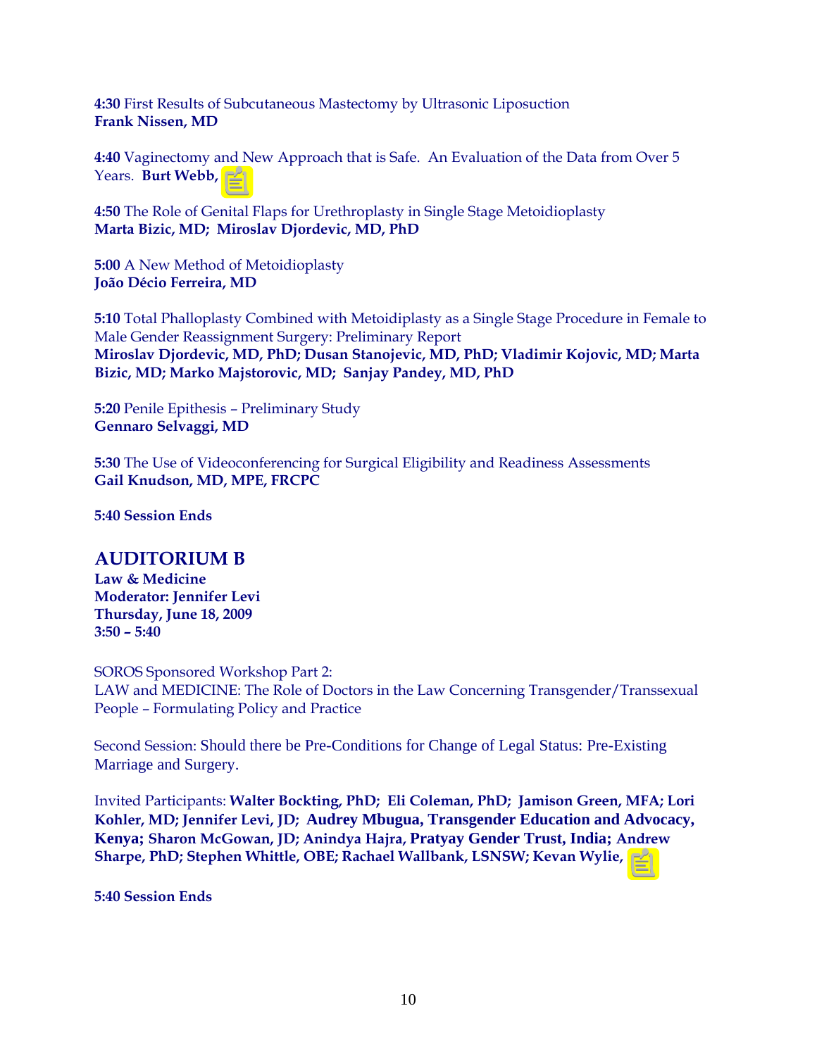**4:30** First Results of Subcutaneous Mastectomy by Ultrasonic Liposuction
**Frank Nissen, MD**

**4:40** Vaginectomy and New Approach that is Safe. An Evaluation of the Data from Over 5 Years. **Burt Webb,**

**4:50** The Role of Genital Flaps for Urethroplasty in Single Stage Metoidioplasty
**Marta Bizic, MD; Miroslav Djordevic, MD, PhD**

**5:00** A New Method of Metoidioplasty
**João Décio Ferreira, MD**

**5:10** Total Phalloplasty Combined with Metoidiplasty as a Single Stage Procedure in Female to Male Gender Reassignment Surgery: Preliminary Report
**Miroslav Djordevic, MD, PhD; Dusan Stanojevic, MD, PhD; Vladimir Kojovic, MD; Marta Bizic, MD; Marko Majstorovic, MD; Sanjay Pandey, MD, PhD**

**5:20** Penile Epithesis – Preliminary Study
**Gennaro Selvaggi, MD**

**5:30** The Use of Videoconferencing for Surgical Eligibility and Readiness Assessments
**Gail Knudson, MD, MPE, FRCPC**

**5:40 Session Ends**

## AUDITORIUM B

**Law & Medicine**
**Moderator: Jennifer Levi**
**Thursday, June 18, 2009**
**3:50 – 5:40**

SOROS Sponsored Workshop Part 2:
LAW and MEDICINE: The Role of Doctors in the Law Concerning Transgender/Transsexual People – Formulating Policy and Practice

Second Session: Should there be Pre-Conditions for Change of Legal Status: Pre-Existing Marriage and Surgery.

Invited Participants: **Walter Bockting, PhD; Eli Coleman, PhD; Jamison Green, MFA; Lori Kohler, MD; Jennifer Levi, JD; Audrey Mbugua, Transgender Education and Advocacy, Kenya; Sharon McGowan, JD; Anindya Hajra, Pratyay Gender Trust, India; Andrew Sharpe, PhD; Stephen Whittle, OBE; Rachael Wallbank, LSNSW; Kevan Wylie,**

**5:40 Session Ends**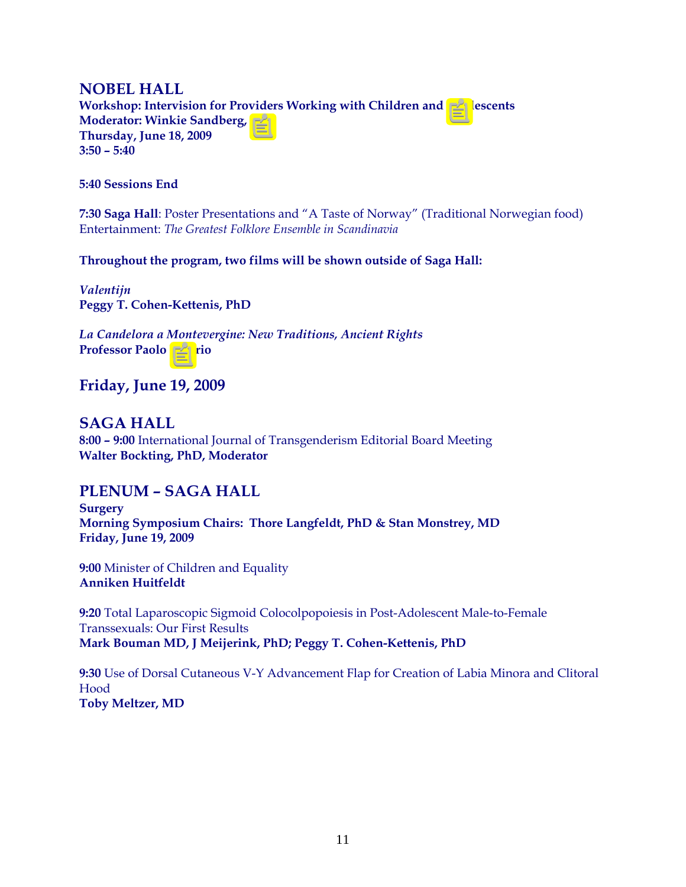## NOBEL HALL

**Workshop: Intervision for Providers Working with Children and Adolescents**
**Moderator: Winkie Sandberg,**
**Thursday, June 18, 2009**
**3:50 – 5:40**

**5:40 Sessions End**

**7:30 Saga Hall**: Poster Presentations and "A Taste of Norway" (Traditional Norwegian food)
Entertainment: *The Greatest Folklore Ensemble in Scandinavia*

**Throughout the program, two films will be shown outside of Saga Hall:**

*Valentijn*
**Peggy T. Cohen-Kettenis, PhD**

*La Candelora a Montevergine: New Traditions, Ancient Rights*
**Professor Paolo rio**

## Friday, June 19, 2009

## SAGA HALL

**8:00 – 9:00** International Journal of Transgenderism Editorial Board Meeting
**Walter Bockting, PhD, Moderator**

## PLENUM – SAGA HALL

**Surgery**
**Morning Symposium Chairs: Thore Langfeldt, PhD & Stan Monstrey, MD**
**Friday, June 19, 2009**

**9:00** Minister of Children and Equality
**Anniken Huitfeldt**

**9:20** Total Laparoscopic Sigmoid Colocolpopoiesis in Post-Adolescent Male-to-Female Transsexuals: Our First Results
**Mark Bouman MD, J Meijerink, PhD; Peggy T. Cohen-Kettenis, PhD**

**9:30** Use of Dorsal Cutaneous V-Y Advancement Flap for Creation of Labia Minora and Clitoral Hood
**Toby Meltzer, MD**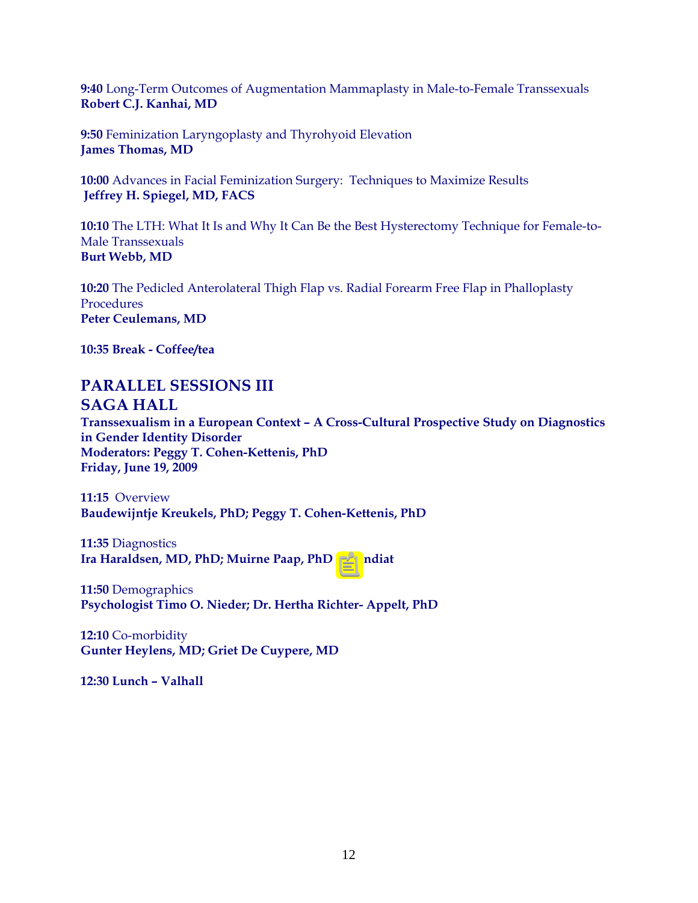**9:40** Long-Term Outcomes of Augmentation Mammaplasty in Male-to-Female Transsexuals
**Robert C.J. Kanhai, MD**

**9:50** Feminization Laryngoplasty and Thyrohyoid Elevation
**James Thomas, MD**

**10:00** Advances in Facial Feminization Surgery: Techniques to Maximize Results
**Jeffrey H. Spiegel, MD, FACS**

**10:10** The LTH: What It Is and Why It Can Be the Best Hysterectomy Technique for Female-to-Male Transsexuals
**Burt Webb, MD**

**10:20** The Pedicled Anterolateral Thigh Flap vs. Radial Forearm Free Flap in Phalloplasty Procedures
**Peter Ceulemans, MD**

**10:35 Break - Coffee/tea**

## PARALLEL SESSIONS III
## SAGA HALL

**Transsexualism in a European Context – A Cross-Cultural Prospective Study on Diagnostics in Gender Identity Disorder**
**Moderators: Peggy T. Cohen-Kettenis, PhD**
**Friday, June 19, 2009**

**11:15** Overview
**Baudewijntje Kreukels, PhD; Peggy T. Cohen-Kettenis, PhD**

**11:35** Diagnostics
**Ira Haraldsen, MD, PhD; Muirne Paap, PhD ndiat**

**11:50** Demographics
**Psychologist Timo O. Nieder; Dr. Hertha Richter- Appelt, PhD**

**12:10** Co-morbidity
**Gunter Heylens, MD; Griet De Cuypere, MD**

**12:30 Lunch – Valhall**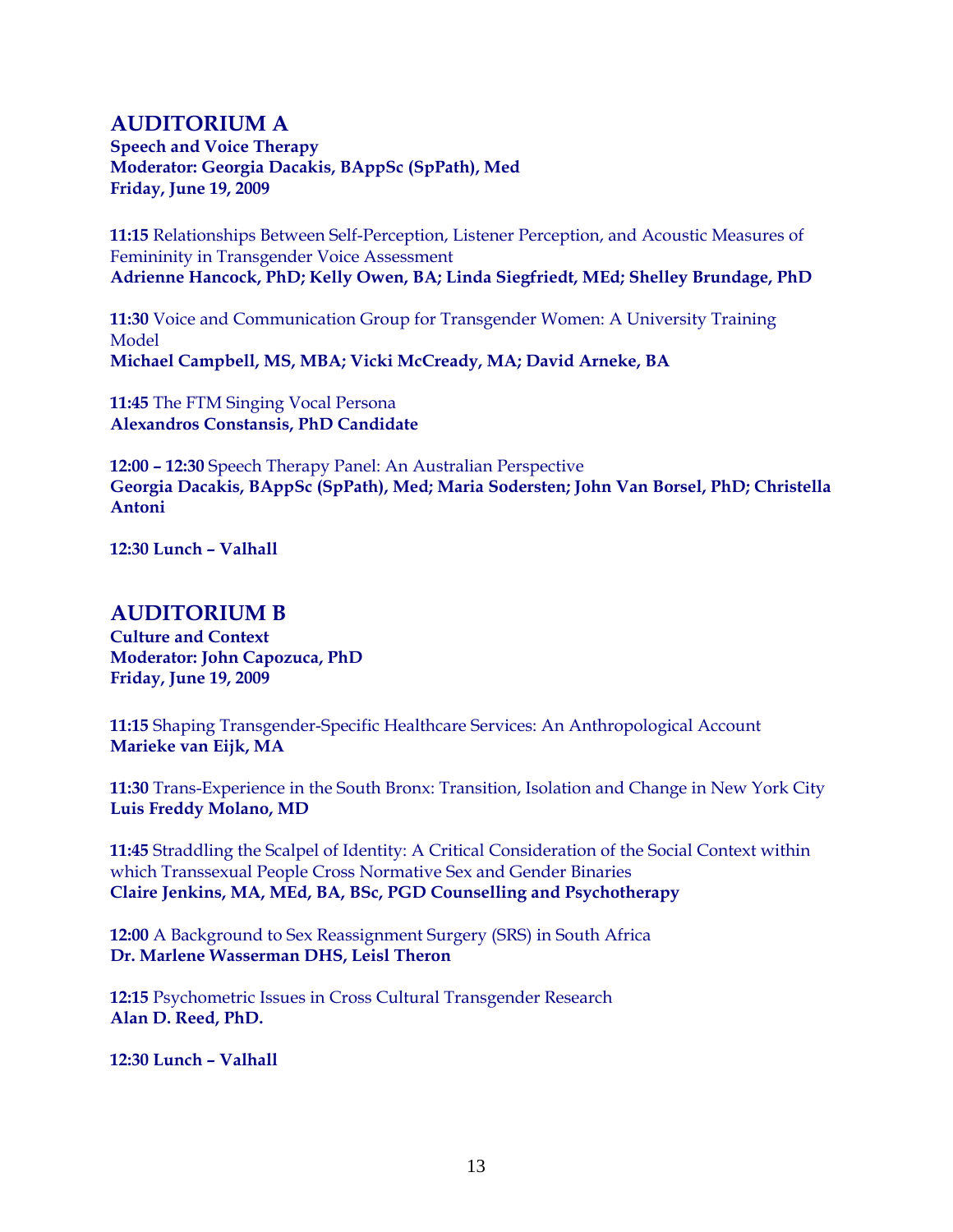## AUDITORIUM A

**Speech and Voice Therapy**
**Moderator: Georgia Dacakis, BAppSc (SpPath), Med**
**Friday, June 19, 2009**

**11:15** Relationships Between Self-Perception, Listener Perception, and Acoustic Measures of Femininity in Transgender Voice Assessment
**Adrienne Hancock, PhD; Kelly Owen, BA; Linda Siegfriedt, MEd; Shelley Brundage, PhD**

**11:30** Voice and Communication Group for Transgender Women: A University Training Model
**Michael Campbell, MS, MBA; Vicki McCready, MA; David Arneke, BA**

**11:45** The FTM Singing Vocal Persona
**Alexandros Constansis, PhD Candidate**

**12:00 – 12:30** Speech Therapy Panel: An Australian Perspective
**Georgia Dacakis, BAppSc (SpPath), Med; Maria Sodersten; John Van Borsel, PhD; Christella Antoni**

**12:30 Lunch – Valhall**

## AUDITORIUM B

**Culture and Context**
**Moderator: John Capozuca, PhD**
**Friday, June 19, 2009**

**11:15** Shaping Transgender-Specific Healthcare Services: An Anthropological Account
**Marieke van Eijk, MA**

**11:30** Trans-Experience in the South Bronx: Transition, Isolation and Change in New York City
**Luis Freddy Molano, MD**

**11:45** Straddling the Scalpel of Identity: A Critical Consideration of the Social Context within which Transsexual People Cross Normative Sex and Gender Binaries
**Claire Jenkins, MA, MEd, BA, BSc, PGD Counselling and Psychotherapy**

**12:00** A Background to Sex Reassignment Surgery (SRS) in South Africa
**Dr. Marlene Wasserman DHS, Leisl Theron**

**12:15** Psychometric Issues in Cross Cultural Transgender Research
**Alan D. Reed, PhD.**

**12:30 Lunch – Valhall**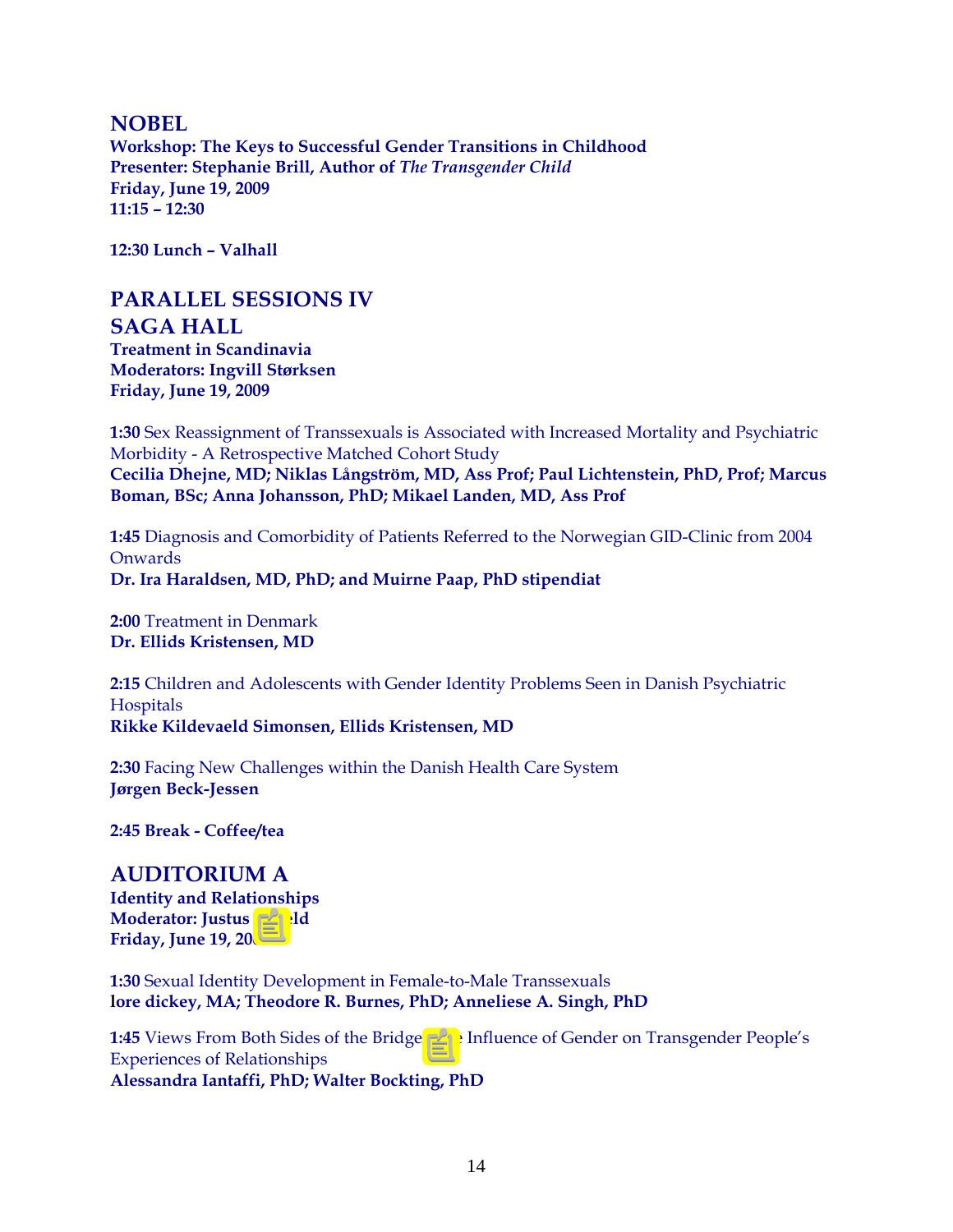## NOBEL

**Workshop: The Keys to Successful Gender Transitions in Childhood**
**Presenter: Stephanie Brill, Author of *The Transgender Child***
**Friday, June 19, 2009**
**11:15 – 12:30**

**12:30 Lunch – Valhall**

## PARALLEL SESSIONS IV

## SAGA HALL

**Treatment in Scandinavia**
**Moderators: Ingvill Størksen**
**Friday, June 19, 2009**

**1:30** Sex Reassignment of Transsexuals is Associated with Increased Mortality and Psychiatric Morbidity - A Retrospective Matched Cohort Study
**Cecilia Dhejne, MD; Niklas Långström, MD, Ass Prof; Paul Lichtenstein, PhD, Prof; Marcus Boman, BSc; Anna Johansson, PhD; Mikael Landen, MD, Ass Prof**

**1:45** Diagnosis and Comorbidity of Patients Referred to the Norwegian GID-Clinic from 2004 Onwards
**Dr. Ira Haraldsen, MD, PhD; and Muirne Paap, PhD stipendiat**

**2:00** Treatment in Denmark
**Dr. Ellids Kristensen, MD**

**2:15** Children and Adolescents with Gender Identity Problems Seen in Danish Psychiatric Hospitals
**Rikke Kildevaeld Simonsen, Ellids Kristensen, MD**

**2:30** Facing New Challenges within the Danish Health Care System
**Jørgen Beck-Jessen**

**2:45 Break - Coffee/tea**

## AUDITORIUM A

**Identity and Relationships**
**Moderator: Justus ld**
**Friday, June 19, 20**

**1:30** Sexual Identity Development in Female-to-Male Transsexuals
**lore dickey, MA; Theodore R. Burnes, PhD; Anneliese A. Singh, PhD**

**1:45** Views From Both Sides of the Bridge Influence of Gender on Transgender People's Experiences of Relationships
**Alessandra Iantaffi, PhD; Walter Bockting, PhD**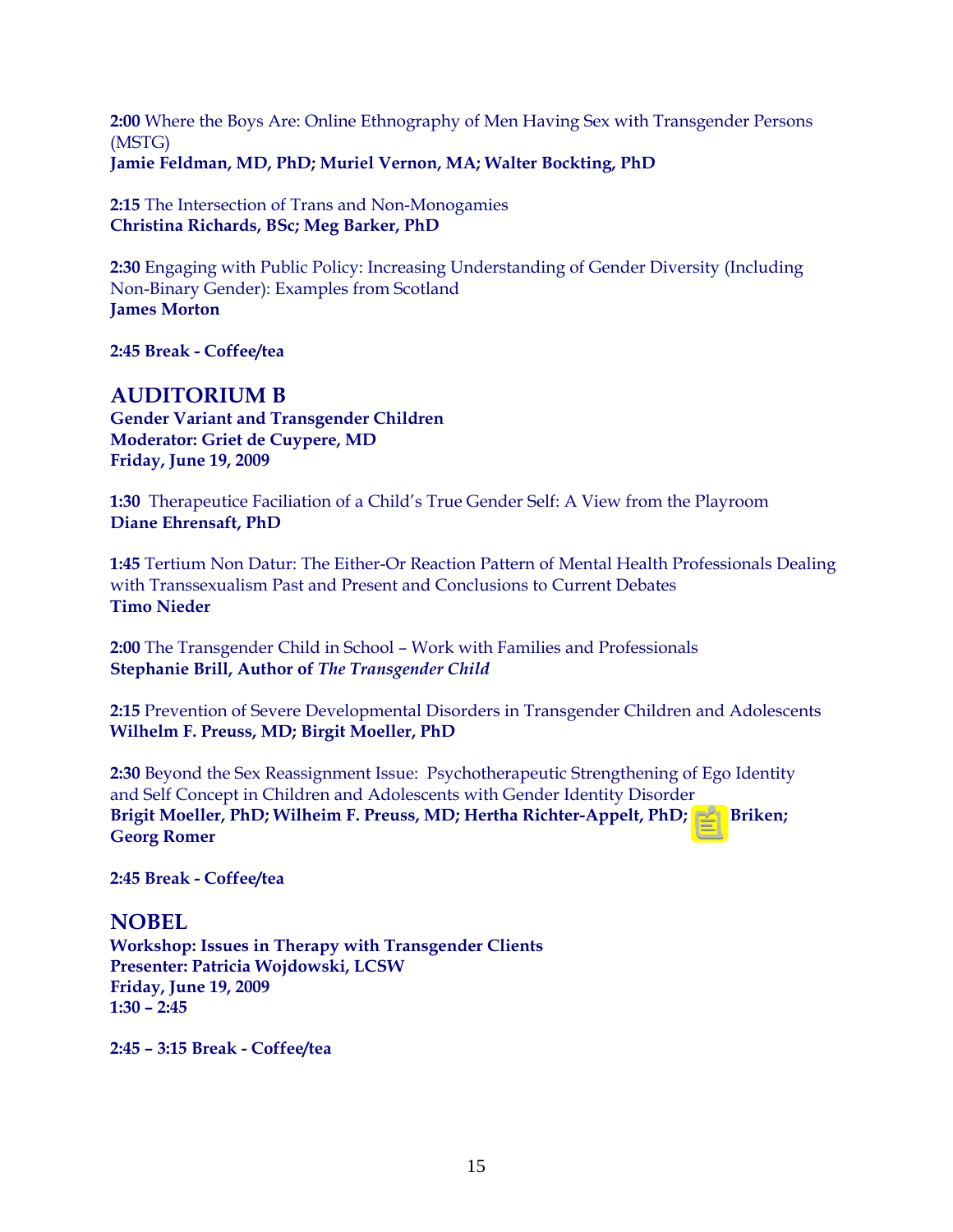**2:00** Where the Boys Are: Online Ethnography of Men Having Sex with Transgender Persons (MSTG)
**Jamie Feldman, MD, PhD; Muriel Vernon, MA; Walter Bockting, PhD**

**2:15** The Intersection of Trans and Non-Monogamies
**Christina Richards, BSc; Meg Barker, PhD**

**2:30** Engaging with Public Policy: Increasing Understanding of Gender Diversity (Including Non-Binary Gender): Examples from Scotland
**James Morton**

**2:45 Break - Coffee/tea**

## AUDITORIUM B

**Gender Variant and Transgender Children**
**Moderator: Griet de Cuypere, MD**
**Friday, June 19, 2009**

**1:30** Therapeutice Faciliation of a Child's True Gender Self: A View from the Playroom
**Diane Ehrensaft, PhD**

**1:45** Tertium Non Datur: The Either-Or Reaction Pattern of Mental Health Professionals Dealing with Transsexualism Past and Present and Conclusions to Current Debates
**Timo Nieder**

**2:00** The Transgender Child in School – Work with Families and Professionals
**Stephanie Brill, Author of *The Transgender Child***

**2:15** Prevention of Severe Developmental Disorders in Transgender Children and Adolescents
**Wilhelm F. Preuss, MD; Birgit Moeller, PhD**

**2:30** Beyond the Sex Reassignment Issue: Psychotherapeutic Strengthening of Ego Identity and Self Concept in Children and Adolescents with Gender Identity Disorder
**Brigit Moeller, PhD; Wilheim F. Preuss, MD; Hertha Richter-Appelt, PhD; Briken; Georg Romer**

**2:45 Break - Coffee/tea**

## NOBEL

**Workshop: Issues in Therapy with Transgender Clients**
**Presenter: Patricia Wojdowski, LCSW**
**Friday, June 19, 2009**
**1:30 – 2:45**

**2:45 – 3:15 Break - Coffee/tea**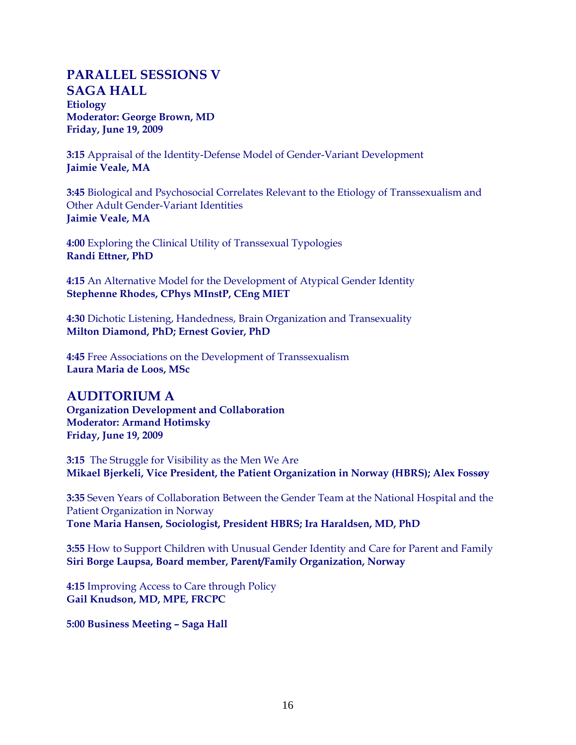## PARALLEL SESSIONS V

## SAGA HALL

**Etiology**
**Moderator: George Brown, MD**
**Friday, June 19, 2009**

**3:15** Appraisal of the Identity-Defense Model of Gender-Variant Development
**Jaimie Veale, MA**

**3:45** Biological and Psychosocial Correlates Relevant to the Etiology of Transsexualism and Other Adult Gender-Variant Identities
**Jaimie Veale, MA**

**4:00** Exploring the Clinical Utility of Transsexual Typologies
**Randi Ettner, PhD**

**4:15** An Alternative Model for the Development of Atypical Gender Identity
**Stephenne Rhodes, CPhys MInstP, CEng MIET**

**4:30** Dichotic Listening, Handedness, Brain Organization and Transexuality
**Milton Diamond, PhD; Ernest Govier, PhD**

**4:45** Free Associations on the Development of Transsexualism
**Laura Maria de Loos, MSc**

## AUDITORIUM A

**Organization Development and Collaboration**
**Moderator: Armand Hotimsky**
**Friday, June 19, 2009**

**3:15** The Struggle for Visibility as the Men We Are
**Mikael Bjerkeli, Vice President, the Patient Organization in Norway (HBRS); Alex Fossøy**

**3:35** Seven Years of Collaboration Between the Gender Team at the National Hospital and the Patient Organization in Norway
**Tone Maria Hansen, Sociologist, President HBRS; Ira Haraldsen, MD, PhD**

**3:55** How to Support Children with Unusual Gender Identity and Care for Parent and Family
**Siri Borge Laupsa, Board member, Parent/Family Organization, Norway**

**4:15** Improving Access to Care through Policy
**Gail Knudson, MD, MPE, FRCPC**

**5:00 Business Meeting – Saga Hall**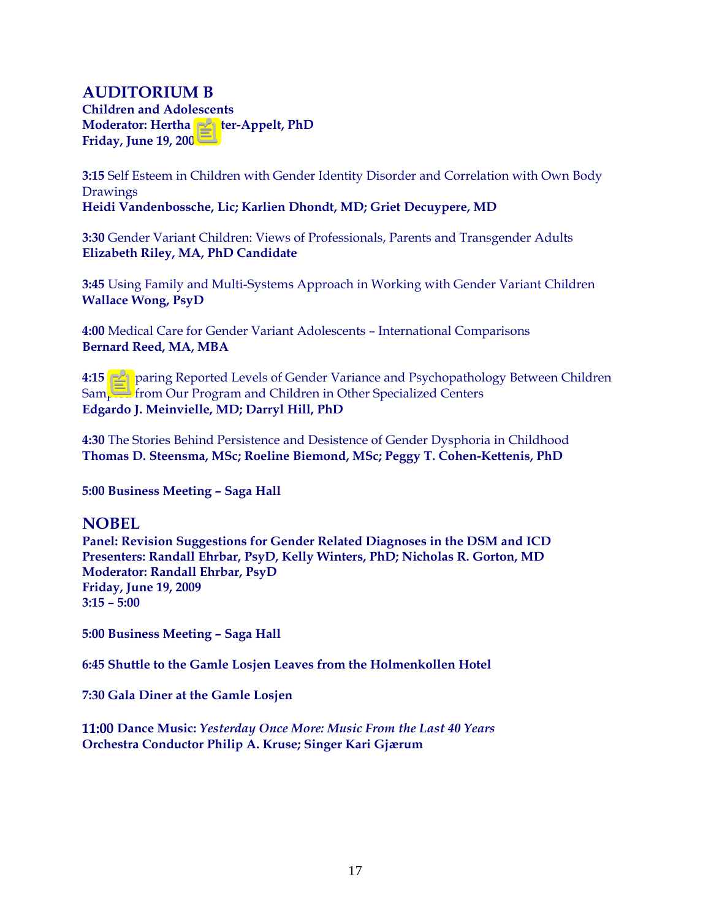## AUDITORIUM B

**Children and Adolescents**
**Moderator: Hertha ter-Appelt, PhD**
**Friday, June 19, 200**

**3:15** Self Esteem in Children with Gender Identity Disorder and Correlation with Own Body Drawings
**Heidi Vandenbossche, Lic; Karlien Dhondt, MD; Griet Decuypere, MD**

**3:30** Gender Variant Children: Views of Professionals, Parents and Transgender Adults
**Elizabeth Riley, MA, PhD Candidate**

**3:45** Using Family and Multi-Systems Approach in Working with Gender Variant Children
**Wallace Wong, PsyD**

**4:00** Medical Care for Gender Variant Adolescents – International Comparisons
**Bernard Reed, MA, MBA**

**4:15** paring Reported Levels of Gender Variance and Psychopathology Between Children Sam from Our Program and Children in Other Specialized Centers
**Edgardo J. Meinvielle, MD; Darryl Hill, PhD**

**4:30** The Stories Behind Persistence and Desistence of Gender Dysphoria in Childhood
**Thomas D. Steensma, MSc; Roeline Biemond, MSc; Peggy T. Cohen-Kettenis, PhD**

**5:00 Business Meeting – Saga Hall**

## NOBEL

**Panel: Revision Suggestions for Gender Related Diagnoses in the DSM and ICD**
**Presenters: Randall Ehrbar, PsyD, Kelly Winters, PhD; Nicholas R. Gorton, MD**
**Moderator: Randall Ehrbar, PsyD**
**Friday, June 19, 2009**
**3:15 – 5:00**

**5:00 Business Meeting – Saga Hall**

**6:45 Shuttle to the Gamle Losjen Leaves from the Holmenkollen Hotel**

**7:30 Gala Diner at the Gamle Losjen**

**11:00 Dance Music:** ***Yesterday Once More: Music From the Last 40 Years***
**Orchestra Conductor Philip A. Kruse; Singer Kari Gjærum**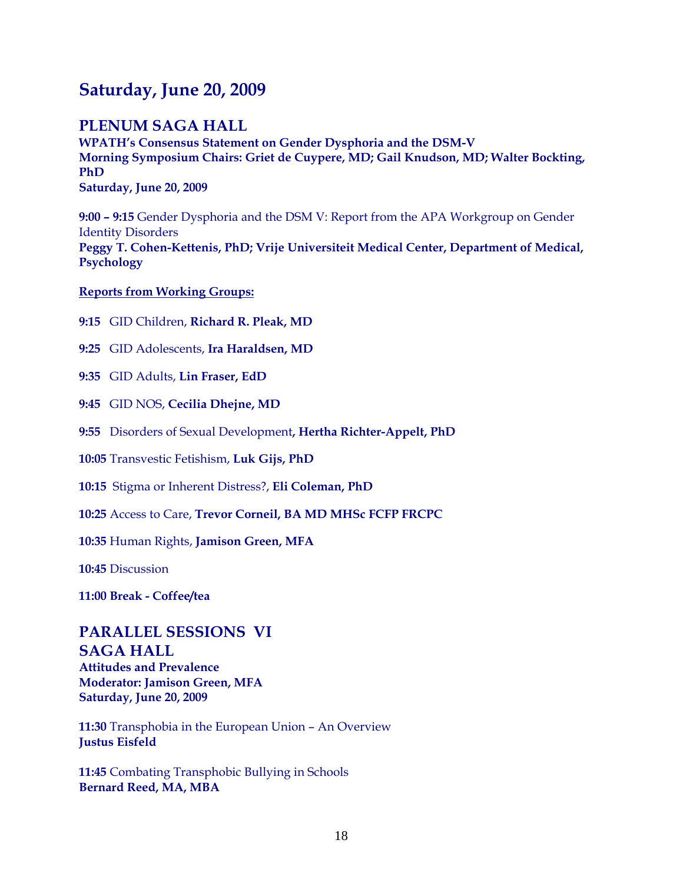# Saturday, June 20, 2009

## PLENUM SAGA HALL

**WPATH's Consensus Statement on Gender Dysphoria and the DSM-V**
**Morning Symposium Chairs: Griet de Cuypere, MD; Gail Knudson, MD; Walter Bockting, PhD**
**Saturday, June 20, 2009**

**9:00 – 9:15** Gender Dysphoria and the DSM V: Report from the APA Workgroup on Gender Identity Disorders
**Peggy T. Cohen-Kettenis, PhD; Vrije Universiteit Medical Center, Department of Medical, Psychology**

**Reports from Working Groups:**

**9:15** GID Children, **Richard R. Pleak, MD**

**9:25** GID Adolescents, **Ira Haraldsen, MD**

**9:35** GID Adults, **Lin Fraser, EdD**

**9:45** GID NOS, **Cecilia Dhejne, MD**

**9:55** Disorders of Sexual Development**, Hertha Richter-Appelt, PhD**

**10:05** Transvestic Fetishism, **Luk Gijs, PhD**

**10:15** Stigma or Inherent Distress?, **Eli Coleman, PhD**

**10:25** Access to Care, **Trevor Corneil, BA MD MHSc FCFP FRCPC**

**10:35** Human Rights, **Jamison Green, MFA**

**10:45** Discussion

**11:00 Break - Coffee/tea**

## PARALLEL SESSIONS VI
## SAGA HALL

**Attitudes and Prevalence**
**Moderator: Jamison Green, MFA**
**Saturday, June 20, 2009**

**11:30** Transphobia in the European Union – An Overview
**Justus Eisfeld**

**11:45** Combating Transphobic Bullying in Schools
**Bernard Reed, MA, MBA**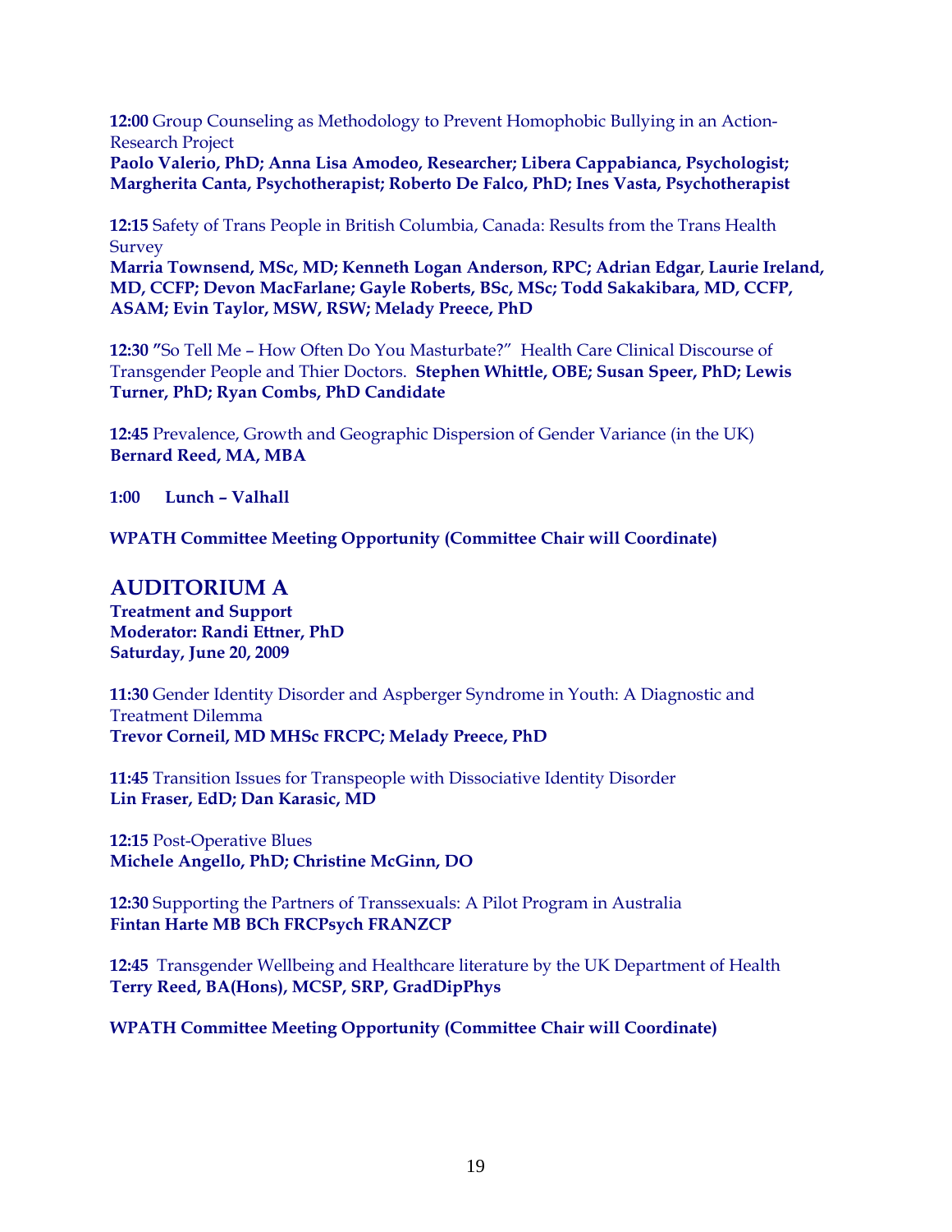**12:00** Group Counseling as Methodology to Prevent Homophobic Bullying in an Action-Research Project
**Paolo Valerio, PhD; Anna Lisa Amodeo, Researcher; Libera Cappabianca, Psychologist; Margherita Canta, Psychotherapist; Roberto De Falco, PhD; Ines Vasta, Psychotherapist**

**12:15** Safety of Trans People in British Columbia, Canada: Results from the Trans Health Survey
**Marria Townsend, MSc, MD; Kenneth Logan Anderson, RPC; Adrian Edgar, Laurie Ireland, MD, CCFP; Devon MacFarlane; Gayle Roberts, BSc, MSc; Todd Sakakibara, MD, CCFP, ASAM; Evin Taylor, MSW, RSW; Melady Preece, PhD**

**12:30** "So Tell Me – How Often Do You Masturbate?" Health Care Clinical Discourse of Transgender People and Thier Doctors. **Stephen Whittle, OBE; Susan Speer, PhD; Lewis Turner, PhD; Ryan Combs, PhD Candidate**

**12:45** Prevalence, Growth and Geographic Dispersion of Gender Variance (in the UK)
**Bernard Reed, MA, MBA**

**1:00 Lunch – Valhall**

**WPATH Committee Meeting Opportunity (Committee Chair will Coordinate)**

## AUDITORIUM A

**Treatment and Support**
**Moderator: Randi Ettner, PhD**
**Saturday, June 20, 2009**

**11:30** Gender Identity Disorder and Aspberger Syndrome in Youth: A Diagnostic and Treatment Dilemma
**Trevor Corneil, MD MHSc FRCPC; Melady Preece, PhD**

**11:45** Transition Issues for Transpeople with Dissociative Identity Disorder
**Lin Fraser, EdD; Dan Karasic, MD**

**12:15** Post-Operative Blues
**Michele Angello, PhD; Christine McGinn, DO**

**12:30** Supporting the Partners of Transsexuals: A Pilot Program in Australia
**Fintan Harte MB BCh FRCPsych FRANZCP**

**12:45** Transgender Wellbeing and Healthcare literature by the UK Department of Health
**Terry Reed, BA(Hons), MCSP, SRP, GradDipPhys**

**WPATH Committee Meeting Opportunity (Committee Chair will Coordinate)**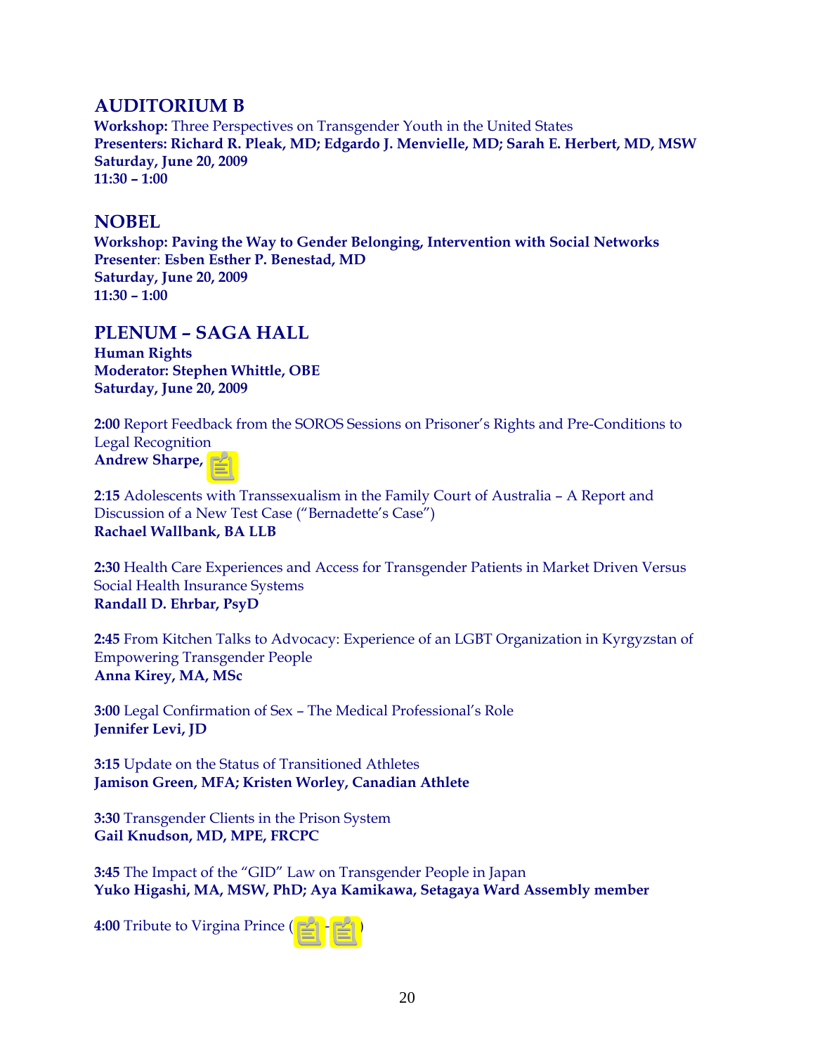## AUDITORIUM B

**Workshop:** Three Perspectives on Transgender Youth in the United States
**Presenters: Richard R. Pleak, MD; Edgardo J. Menvielle, MD; Sarah E. Herbert, MD, MSW**
**Saturday, June 20, 2009**
**11:30 – 1:00**

## NOBEL

**Workshop: Paving the Way to Gender Belonging, Intervention with Social Networks**
**Presenter**: **Esben Esther P. Benestad, MD**
**Saturday, June 20, 2009**
**11:30 – 1:00**

## PLENUM – SAGA HALL

**Human Rights**
**Moderator: Stephen Whittle, OBE**
**Saturday, June 20, 2009**

**2:00** Report Feedback from the SOROS Sessions on Prisoner's Rights and Pre-Conditions to Legal Recognition
**Andrew Sharpe,**

**2:15** Adolescents with Transsexualism in the Family Court of Australia – A Report and Discussion of a New Test Case ("Bernadette's Case")
**Rachael Wallbank, BA LLB**

**2:30** Health Care Experiences and Access for Transgender Patients in Market Driven Versus Social Health Insurance Systems
**Randall D. Ehrbar, PsyD**

**2:45** From Kitchen Talks to Advocacy: Experience of an LGBT Organization in Kyrgyzstan of Empowering Transgender People
**Anna Kirey, MA, MSc**

**3:00** Legal Confirmation of Sex – The Medical Professional's Role
**Jennifer Levi, JD**

**3:15** Update on the Status of Transitioned Athletes
**Jamison Green, MFA; Kristen Worley, Canadian Athlete**

**3:30** Transgender Clients in the Prison System
**Gail Knudson, MD, MPE, FRCPC**

**3:45** The Impact of the "GID" Law on Transgender People in Japan
**Yuko Higashi, MA, MSW, PhD; Aya Kamikawa, Setagaya Ward Assembly member**

**4:00** Tribute to Virgina Prince ( - )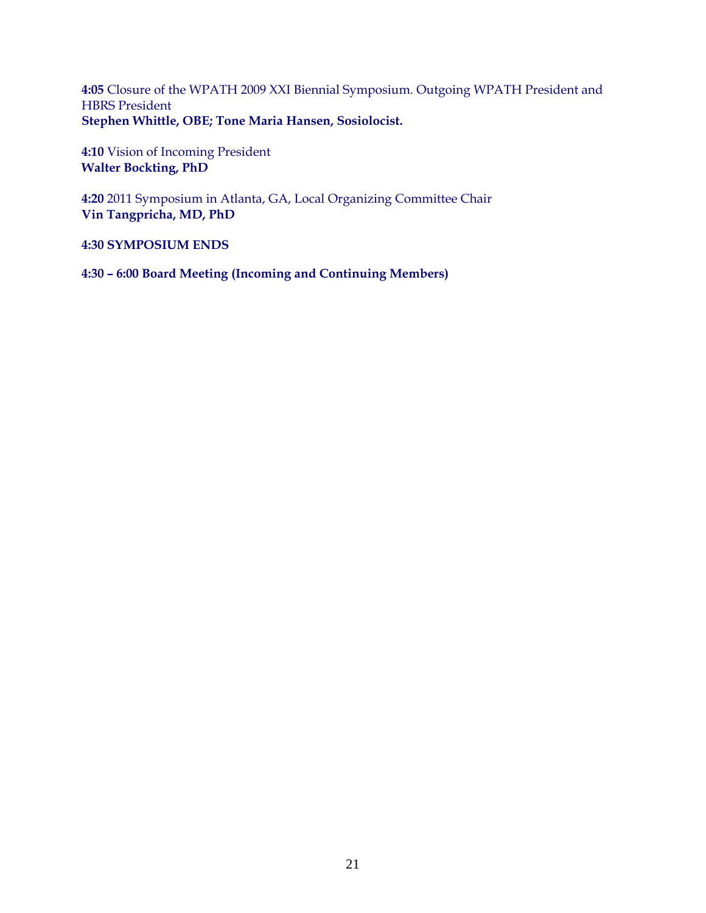**4:05** Closure of the WPATH 2009 XXI Biennial Symposium. Outgoing WPATH President and HBRS President
**Stephen Whittle, OBE; Tone Maria Hansen, Sosiolocist.**

**4:10** Vision of Incoming President
**Walter Bockting, PhD**

**4:20** 2011 Symposium in Atlanta, GA, Local Organizing Committee Chair
**Vin Tangpricha, MD, PhD**

**4:30 SYMPOSIUM ENDS**

**4:30 – 6:00 Board Meeting (Incoming and Continuing Members)**